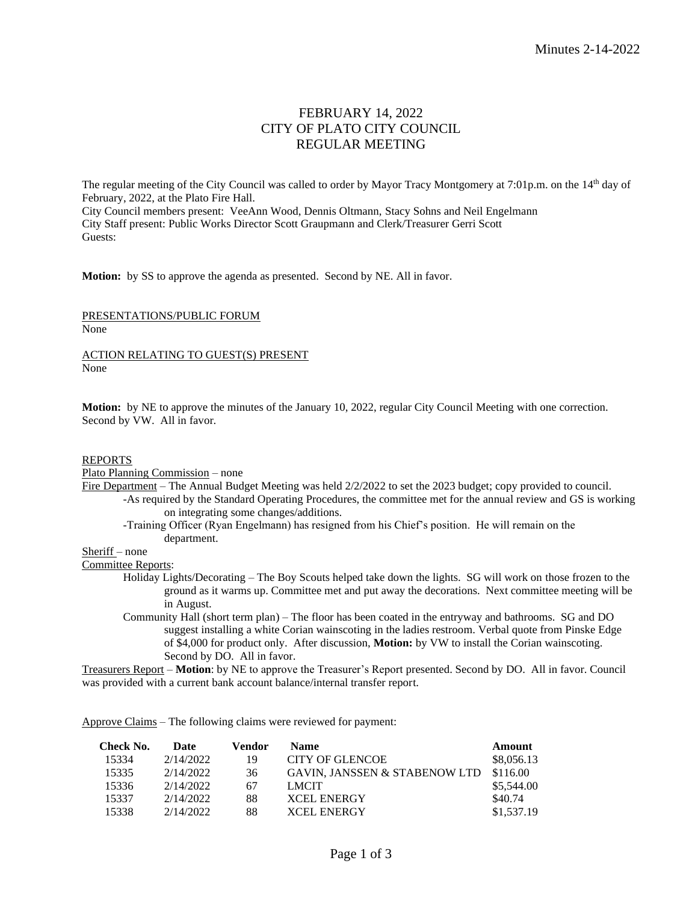# FEBRUARY 14, 2022
# CITY OF PLATO CITY COUNCIL
# REGULAR MEETING

The regular meeting of the City Council was called to order by Mayor Tracy Montgomery at 7:01p.m. on the 14th day of February, 2022, at the Plato Fire Hall.
City Council members present: VeeAnn Wood, Dennis Oltmann, Stacy Sohns and Neil Engelmann
City Staff present: Public Works Director Scott Graupmann and Clerk/Treasurer Gerri Scott
Guests:

**Motion:** by SS to approve the agenda as presented. Second by NE. All in favor.

PRESENTATIONS/PUBLIC FORUM
None

ACTION RELATING TO GUEST(S) PRESENT
None

**Motion:** by NE to approve the minutes of the January 10, 2022, regular City Council Meeting with one correction. Second by VW. All in favor.

REPORTS

Plato Planning Commission – none

Fire Department – The Annual Budget Meeting was held 2/2/2022 to set the 2023 budget; copy provided to council.

-As required by the Standard Operating Procedures, the committee met for the annual review and GS is working on integrating some changes/additions.

-Training Officer (Ryan Engelmann) has resigned from his Chief's position. He will remain on the department.

Sheriff – none

Committee Reports:

Holiday Lights/Decorating – The Boy Scouts helped take down the lights. SG will work on those frozen to the ground as it warms up. Committee met and put away the decorations. Next committee meeting will be in August.

Community Hall (short term plan) – The floor has been coated in the entryway and bathrooms. SG and DO suggest installing a white Corian wainscoting in the ladies restroom. Verbal quote from Pinske Edge of $4,000 for product only. After discussion, **Motion:** by VW to install the Corian wainscoting. Second by DO. All in favor.

Treasurers Report – **Motion**: by NE to approve the Treasurer's Report presented. Second by DO. All in favor. Council was provided with a current bank account balance/internal transfer report.

Approve Claims – The following claims were reviewed for payment:

| Check No. | Date | Vendor | Name | Amount |
|---|---|---|---|---|
| 15334 | 2/14/2022 | 19 | CITY OF GLENCOE | $8,056.13 |
| 15335 | 2/14/2022 | 36 | GAVIN, JANSSEN & STABENOW LTD | $116.00 |
| 15336 | 2/14/2022 | 67 | LMCIT | $5,544.00 |
| 15337 | 2/14/2022 | 88 | XCEL ENERGY | $40.74 |
| 15338 | 2/14/2022 | 88 | XCEL ENERGY | $1,537.19 |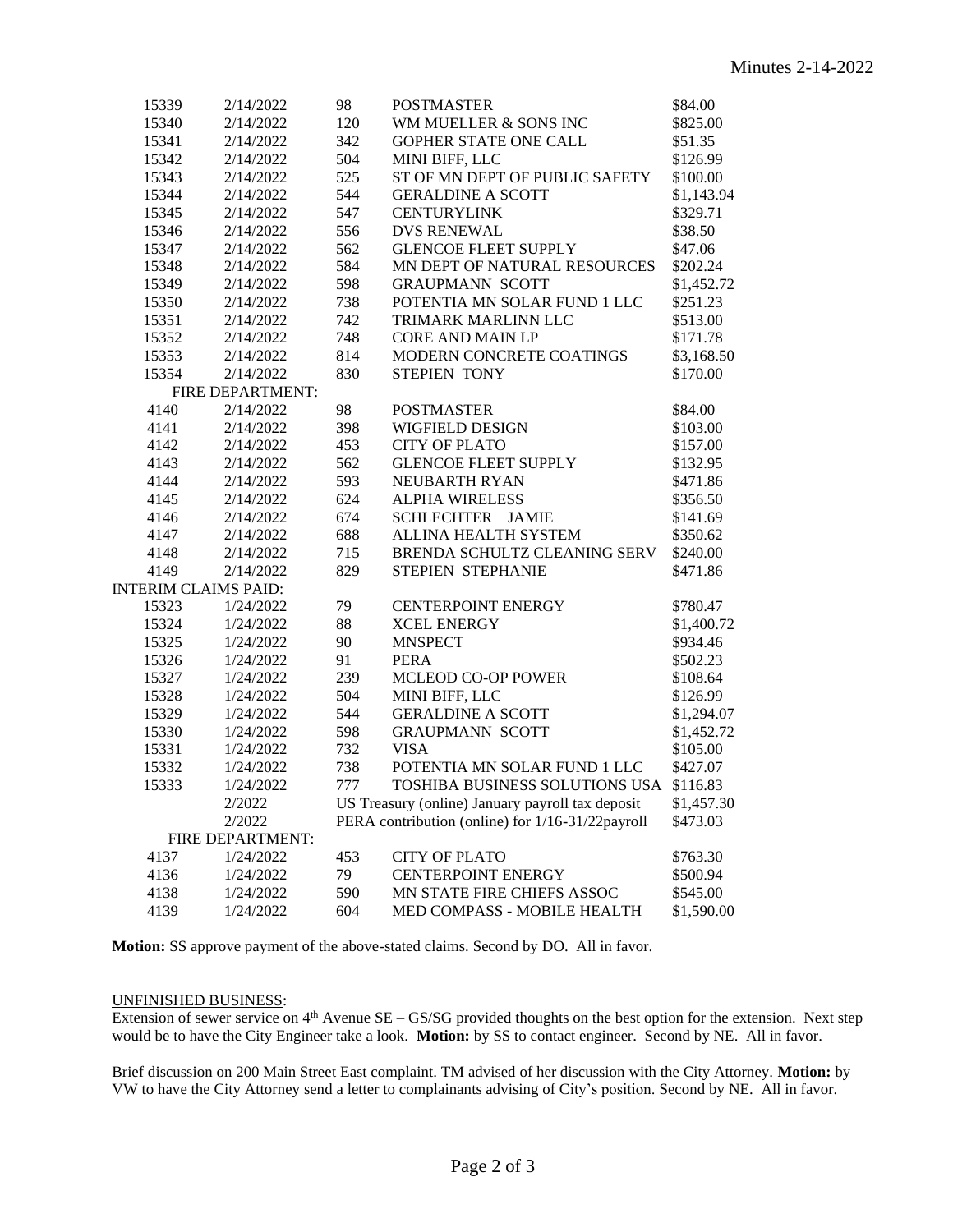| | | | | |
|---|---|---|---|---|
| 15339 | 2/14/2022 | 98 | POSTMASTER | $84.00 |
| 15340 | 2/14/2022 | 120 | WM MUELLER & SONS INC | $825.00 |
| 15341 | 2/14/2022 | 342 | GOPHER STATE ONE CALL | $51.35 |
| 15342 | 2/14/2022 | 504 | MINI BIFF, LLC | $126.99 |
| 15343 | 2/14/2022 | 525 | ST OF MN DEPT OF PUBLIC SAFETY | $100.00 |
| 15344 | 2/14/2022 | 544 | GERALDINE A SCOTT | $1,143.94 |
| 15345 | 2/14/2022 | 547 | CENTURYLINK | $329.71 |
| 15346 | 2/14/2022 | 556 | DVS RENEWAL | $38.50 |
| 15347 | 2/14/2022 | 562 | GLENCOE FLEET SUPPLY | $47.06 |
| 15348 | 2/14/2022 | 584 | MN DEPT OF NATURAL RESOURCES | $202.24 |
| 15349 | 2/14/2022 | 598 | GRAUPMANN SCOTT | $1,452.72 |
| 15350 | 2/14/2022 | 738 | POTENTIA MN SOLAR FUND 1 LLC | $251.23 |
| 15351 | 2/14/2022 | 742 | TRIMARK MARLINN LLC | $513.00 |
| 15352 | 2/14/2022 | 748 | CORE AND MAIN LP | $171.78 |
| 15353 | 2/14/2022 | 814 | MODERN CONCRETE COATINGS | $3,168.50 |
| 15354 | 2/14/2022 | 830 | STEPIEN TONY | $170.00 |
| FIRE DEPARTMENT: | | | | |
| 4140 | 2/14/2022 | 98 | POSTMASTER | $84.00 |
| 4141 | 2/14/2022 | 398 | WIGFIELD DESIGN | $103.00 |
| 4142 | 2/14/2022 | 453 | CITY OF PLATO | $157.00 |
| 4143 | 2/14/2022 | 562 | GLENCOE FLEET SUPPLY | $132.95 |
| 4144 | 2/14/2022 | 593 | NEUBARTH RYAN | $471.86 |
| 4145 | 2/14/2022 | 624 | ALPHA WIRELESS | $356.50 |
| 4146 | 2/14/2022 | 674 | SCHLECHTER JAMIE | $141.69 |
| 4147 | 2/14/2022 | 688 | ALLINA HEALTH SYSTEM | $350.62 |
| 4148 | 2/14/2022 | 715 | BRENDA SCHULTZ CLEANING SERV | $240.00 |
| 4149 | 2/14/2022 | 829 | STEPIEN STEPHANIE | $471.86 |
| INTERIM CLAIMS PAID: | | | | |
| 15323 | 1/24/2022 | 79 | CENTERPOINT ENERGY | $780.47 |
| 15324 | 1/24/2022 | 88 | XCEL ENERGY | $1,400.72 |
| 15325 | 1/24/2022 | 90 | MNSPECT | $934.46 |
| 15326 | 1/24/2022 | 91 | PERA | $502.23 |
| 15327 | 1/24/2022 | 239 | MCLEOD CO-OP POWER | $108.64 |
| 15328 | 1/24/2022 | 504 | MINI BIFF, LLC | $126.99 |
| 15329 | 1/24/2022 | 544 | GERALDINE A SCOTT | $1,294.07 |
| 15330 | 1/24/2022 | 598 | GRAUPMANN SCOTT | $1,452.72 |
| 15331 | 1/24/2022 | 732 | VISA | $105.00 |
| 15332 | 1/24/2022 | 738 | POTENTIA MN SOLAR FUND 1 LLC | $427.07 |
| 15333 | 1/24/2022 | 777 | TOSHIBA BUSINESS SOLUTIONS USA | $116.83 |
| | 2/2022 | US Treasury (online) January payroll tax deposit | | $1,457.30 |
| | 2/2022 | PERA contribution (online) for 1/16-31/22payroll | | $473.03 |
| FIRE DEPARTMENT: | | | | |
| 4137 | 1/24/2022 | 453 | CITY OF PLATO | $763.30 |
| 4136 | 1/24/2022 | 79 | CENTERPOINT ENERGY | $500.94 |
| 4138 | 1/24/2022 | 590 | MN STATE FIRE CHIEFS ASSOC | $545.00 |
| 4139 | 1/24/2022 | 604 | MED COMPASS - MOBILE HEALTH | $1,590.00 |

**Motion:** SS approve payment of the above-stated claims. Second by DO. All in favor.

UNFINISHED BUSINESS:

Extension of sewer service on 4th Avenue SE – GS/SG provided thoughts on the best option for the extension. Next step would be to have the City Engineer take a look. **Motion:** by SS to contact engineer. Second by NE. All in favor.

Brief discussion on 200 Main Street East complaint. TM advised of her discussion with the City Attorney. **Motion:** by VW to have the City Attorney send a letter to complainants advising of City's position. Second by NE. All in favor.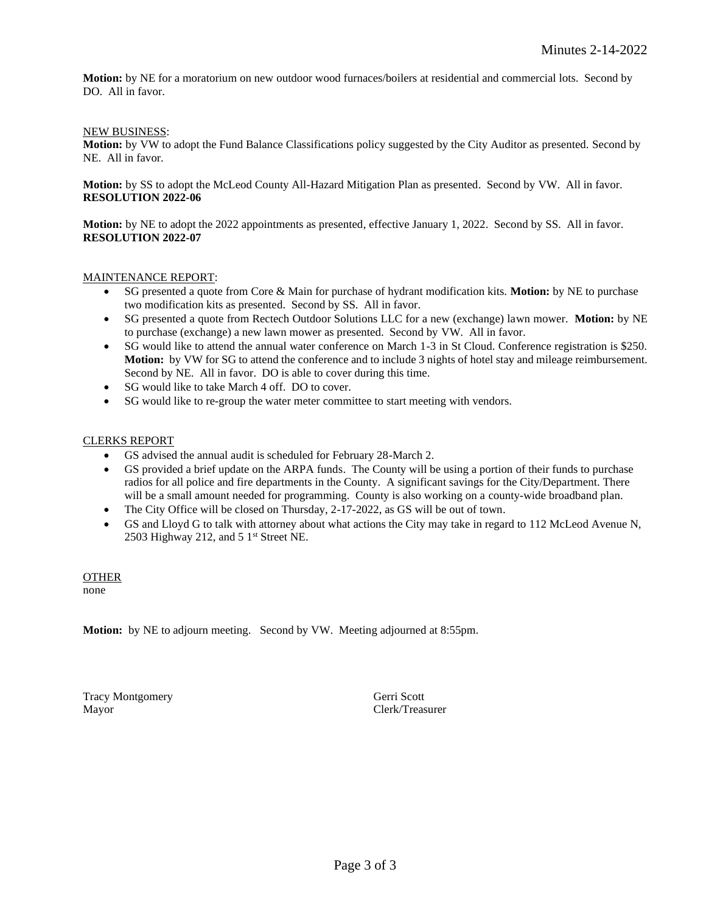**Motion:** by NE for a moratorium on new outdoor wood furnaces/boilers at residential and commercial lots. Second by DO. All in favor.

NEW BUSINESS:

**Motion:** by VW to adopt the Fund Balance Classifications policy suggested by the City Auditor as presented. Second by NE. All in favor.

**Motion:** by SS to adopt the McLeod County All-Hazard Mitigation Plan as presented. Second by VW. All in favor.
**RESOLUTION 2022-06**

**Motion:** by NE to adopt the 2022 appointments as presented, effective January 1, 2022. Second by SS. All in favor.
**RESOLUTION 2022-07**

MAINTENANCE REPORT:

- SG presented a quote from Core & Main for purchase of hydrant modification kits. **Motion:** by NE to purchase two modification kits as presented. Second by SS. All in favor.
- SG presented a quote from Rectech Outdoor Solutions LLC for a new (exchange) lawn mower. **Motion:** by NE to purchase (exchange) a new lawn mower as presented. Second by VW. All in favor.
- SG would like to attend the annual water conference on March 1-3 in St Cloud. Conference registration is $250. **Motion:** by VW for SG to attend the conference and to include 3 nights of hotel stay and mileage reimbursement. Second by NE. All in favor. DO is able to cover during this time.
- SG would like to take March 4 off. DO to cover.
- SG would like to re-group the water meter committee to start meeting with vendors.

CLERKS REPORT

- GS advised the annual audit is scheduled for February 28-March 2.
- GS provided a brief update on the ARPA funds. The County will be using a portion of their funds to purchase radios for all police and fire departments in the County. A significant savings for the City/Department. There will be a small amount needed for programming. County is also working on a county-wide broadband plan.
- The City Office will be closed on Thursday, 2-17-2022, as GS will be out of town.
- GS and Lloyd G to talk with attorney about what actions the City may take in regard to 112 McLeod Avenue N, 2503 Highway 212, and 5 1st Street NE.

OTHER

none

**Motion:** by NE to adjourn meeting. Second by VW. Meeting adjourned at 8:55pm.

Tracy Montgomery
Mayor

Gerri Scott
Clerk/Treasurer